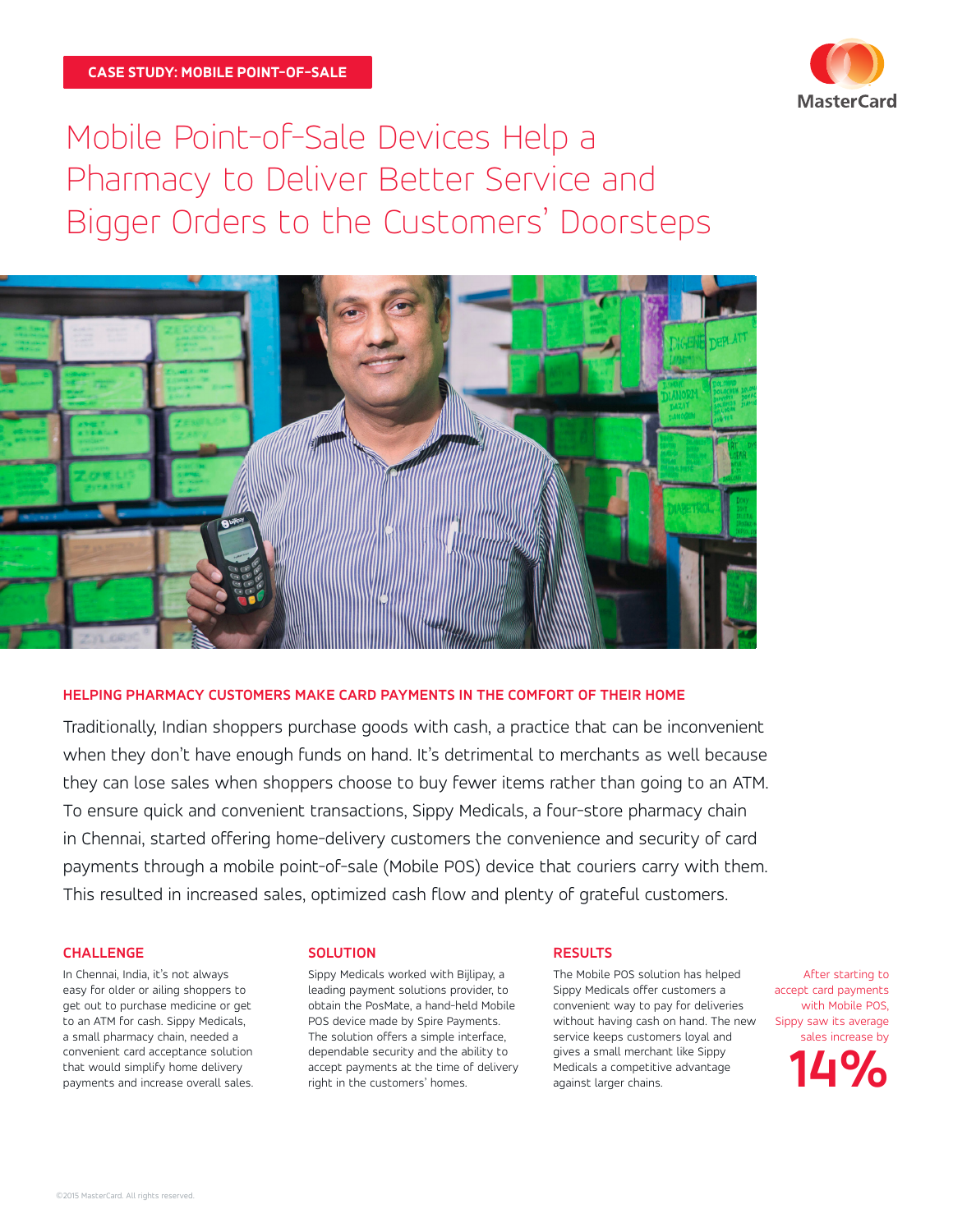CASE STUDY: MOBILE POINT-OF-SALE

MasterCard

# Mobile Point-of-Sale Devices Help a Pharmacy to Deliver Better Service and Bigger Orders to the Customers' Doorsteps

## HELPING PHARMACY CUSTOMERS MAKE CARD PAYMENTS IN THE COMFORT OF THEIR HOME

Traditionally, Indian shoppers purchase goods with cash, a practice that can be inconvenient when they don't have enough funds on hand. It's detrimental to merchants as well because they can lose sales when shoppers choose to buy fewer items rather than going to an ATM. To ensure quick and convenient transactions, Sippy Medicals, a four-store pharmacy chain in Chennai, started offering home-delivery customers the convenience and security of card payments through a mobile point-of-sale (Mobile POS) device that couriers carry with them. This resulted in increased sales, optimized cash flow and plenty of grateful customers.

### CHALLENGE

In Chennai, India, it's not always easy for older or ailing shoppers to get out to purchase medicine or get to an ATM for cash. Sippy Medicals, a small pharmacy chain, needed a convenient card acceptance solution that would simplify home delivery payments and increase overall sales.

### SOLUTION

Sippy Medicals worked with Bijlipay, a leading payment solutions provider, to obtain the PosMate, a hand-held Mobile POS device made by Spire Payments. The solution offers a simple interface, dependable security and the ability to accept payments at the time of delivery right in the customers' homes.

### RESULTS

The Mobile POS solution has helped Sippy Medicals offer customers a convenient way to pay for deliveries without having cash on hand. The new service keeps customers loyal and gives a small merchant like Sippy Medicals a competitive advantage against larger chains.

After starting to accept card payments with Mobile POS, Sippy saw its average sales increase by

**14%**

©2015 MasterCard. All rights reserved.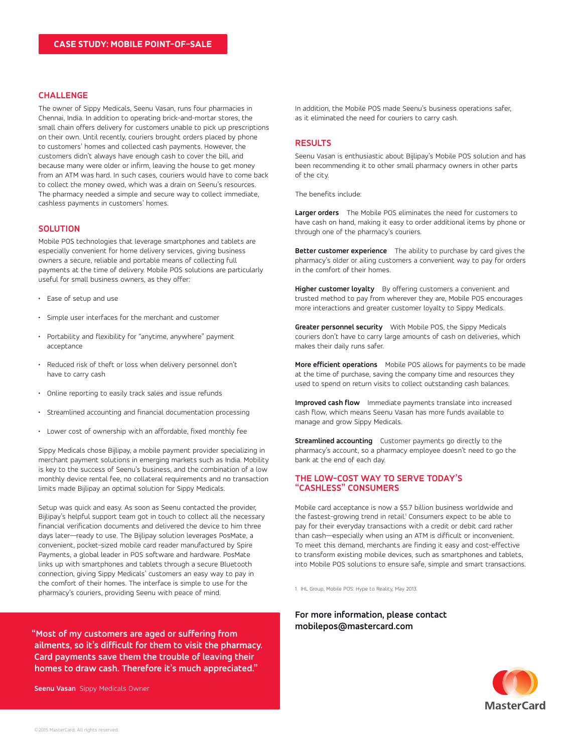## CASE STUDY: MOBILE POINT-OF-SALE

### CHALLENGE

The owner of Sippy Medicals, Seenu Vasan, runs four pharmacies in Chennai, India. In addition to operating brick-and-mortar stores, the small chain offers delivery for customers unable to pick up prescriptions on their own. Until recently, couriers brought orders placed by phone to customers' homes and collected cash payments. However, the customers didn't always have enough cash to cover the bill, and because many were older or infirm, leaving the house to get money from an ATM was hard. In such cases, couriers would have to come back to collect the money owed, which was a drain on Seenu's resources. The pharmacy needed a simple and secure way to collect immediate, cashless payments in customers' homes.

### SOLUTION

Mobile POS technologies that leverage smartphones and tablets are especially convenient for home delivery services, giving business owners a secure, reliable and portable means of collecting full payments at the time of delivery. Mobile POS solutions are particularly useful for small business owners, as they offer:

- Ease of setup and use
- Simple user interfaces for the merchant and customer
- Portability and flexibility for "anytime, anywhere" payment acceptance
- Reduced risk of theft or loss when delivery personnel don't have to carry cash
- Online reporting to easily track sales and issue refunds
- Streamlined accounting and financial documentation processing
- Lower cost of ownership with an affordable, fixed monthly fee

Sippy Medicals chose Bijlipay, a mobile payment provider specializing in merchant payment solutions in emerging markets such as India. Mobility is key to the success of Seenu's business, and the combination of a low monthly device rental fee, no collateral requirements and no transaction limits made Bijlipay an optimal solution for Sippy Medicals.

Setup was quick and easy. As soon as Seenu contacted the provider, Bijlipay's helpful support team got in touch to collect all the necessary financial verification documents and delivered the device to him three days later—ready to use. The Bijlipay solution leverages PosMate, a convenient, pocket-sized mobile card reader manufactured by Spire Payments, a global leader in POS software and hardware. PosMate links up with smartphones and tablets through a secure Bluetooth connection, giving Sippy Medicals' customers an easy way to pay in the comfort of their homes. The interface is simple to use for the pharmacy's couriers, providing Seenu with peace of mind.

> **"Most of my customers are aged or suffering from ailments, so it's difficult for them to visit the pharmacy. Card payments save them the trouble of leaving their homes to draw cash. Therefore it's much appreciated."**
>
> **Seenu Vasan** Sippy Medicals Owner

In addition, the Mobile POS made Seenu's business operations safer, as it eliminated the need for couriers to carry cash.

### RESULTS

Seenu Vasan is enthusiastic about Bijlipay's Mobile POS solution and has been recommending it to other small pharmacy owners in other parts of the city.

The benefits include:

**Larger orders** The Mobile POS eliminates the need for customers to have cash on hand, making it easy to order additional items by phone or through one of the pharmacy's couriers.

**Better customer experience** The ability to purchase by card gives the pharmacy's older or ailing customers a convenient way to pay for orders in the comfort of their homes.

**Higher customer loyalty** By offering customers a convenient and trusted method to pay from wherever they are, Mobile POS encourages more interactions and greater customer loyalty to Sippy Medicals.

**Greater personnel security** With Mobile POS, the Sippy Medicals couriers don't have to carry large amounts of cash on deliveries, which makes their daily runs safer.

**More efficient operations** Mobile POS allows for payments to be made at the time of purchase, saving the company time and resources they used to spend on return visits to collect outstanding cash balances.

**Improved cash flow** Immediate payments translate into increased cash flow, which means Seenu Vasan has more funds available to manage and grow Sippy Medicals.

**Streamlined accounting** Customer payments go directly to the pharmacy's account, so a pharmacy employee doesn't need to go the bank at the end of each day.

### THE LOW-COST WAY TO SERVE TODAY'S "CASHLESS" CONSUMERS

Mobile card acceptance is now a $5.7 billion business worldwide and the fastest-growing trend in retail.[1] Consumers expect to be able to pay for their everyday transactions with a credit or debit card rather than cash—especially when using an ATM is difficult or inconvenient. To meet this demand, merchants are finding it easy and cost-effective to transform existing mobile devices, such as smartphones and tablets, into Mobile POS solutions to ensure safe, simple and smart transactions.

1. IHL Group, Mobile POS: Hype to Reality, May 2013.

**For more information, please contact mobilepos@mastercard.com**

MasterCard

©2015 MasterCard. All rights reserved.